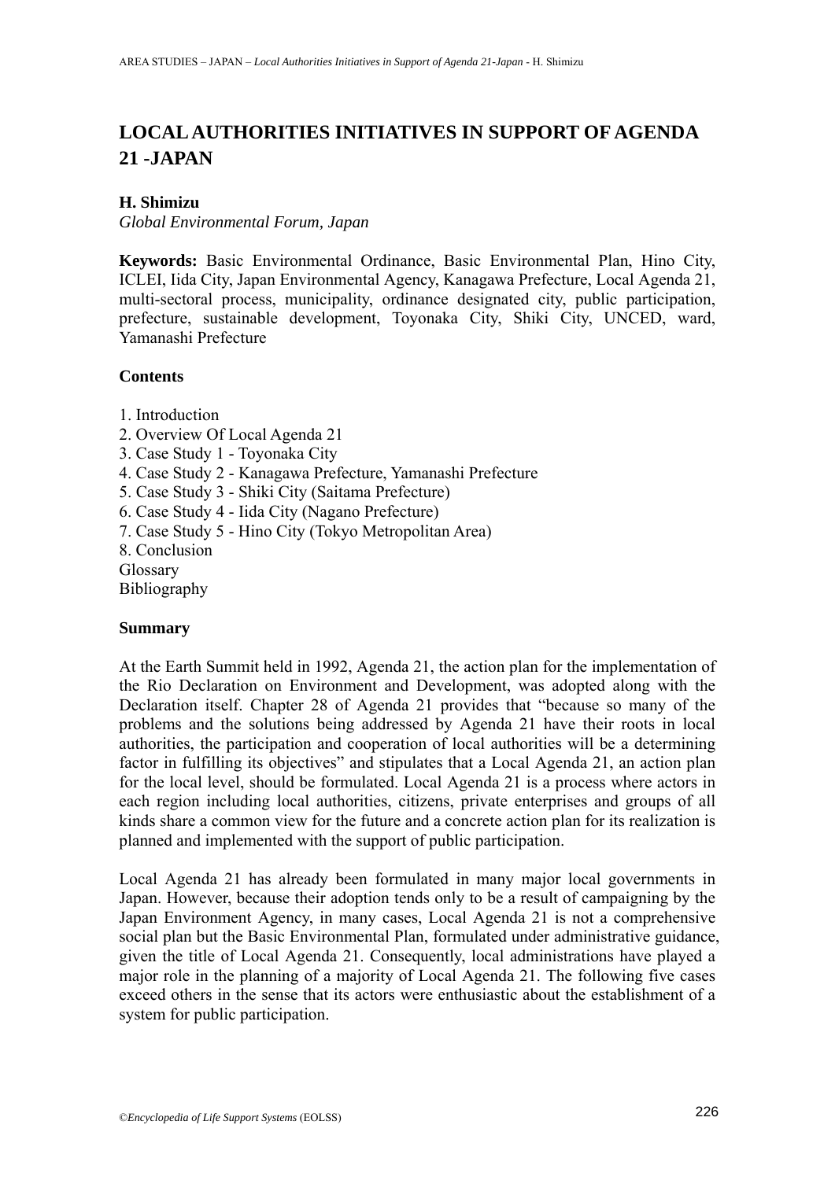# LOCAL AUTHORITIES INITIATIVES IN SUPPORT OF AGENDA 21 -JAPAN

**H. Shimizu**

*Global Environmental Forum, Japan*

**Keywords:** Basic Environmental Ordinance, Basic Environmental Plan, Hino City, ICLEI, Iida City, Japan Environmental Agency, Kanagawa Prefecture, Local Agenda 21, multi-sectoral process, municipality, ordinance designated city, public participation, prefecture, sustainable development, Toyonaka City, Shiki City, UNCED, ward, Yamanashi Prefecture

**Contents**

1. Introduction
2. Overview Of Local Agenda 21
3. Case Study 1 - Toyonaka City
4. Case Study 2 - Kanagawa Prefecture, Yamanashi Prefecture
5. Case Study 3 - Shiki City (Saitama Prefecture)
6. Case Study 4 - Iida City (Nagano Prefecture)
7. Case Study 5 - Hino City (Tokyo Metropolitan Area)
8. Conclusion

Glossary

Bibliography

**Summary**

At the Earth Summit held in 1992, Agenda 21, the action plan for the implementation of the Rio Declaration on Environment and Development, was adopted along with the Declaration itself. Chapter 28 of Agenda 21 provides that "because so many of the problems and the solutions being addressed by Agenda 21 have their roots in local authorities, the participation and cooperation of local authorities will be a determining factor in fulfilling its objectives" and stipulates that a Local Agenda 21, an action plan for the local level, should be formulated. Local Agenda 21 is a process where actors in each region including local authorities, citizens, private enterprises and groups of all kinds share a common view for the future and a concrete action plan for its realization is planned and implemented with the support of public participation.

Local Agenda 21 has already been formulated in many major local governments in Japan. However, because their adoption tends only to be a result of campaigning by the Japan Environment Agency, in many cases, Local Agenda 21 is not a comprehensive social plan but the Basic Environmental Plan, formulated under administrative guidance, given the title of Local Agenda 21. Consequently, local administrations have played a major role in the planning of a majority of Local Agenda 21. The following five cases exceed others in the sense that its actors were enthusiastic about the establishment of a system for public participation.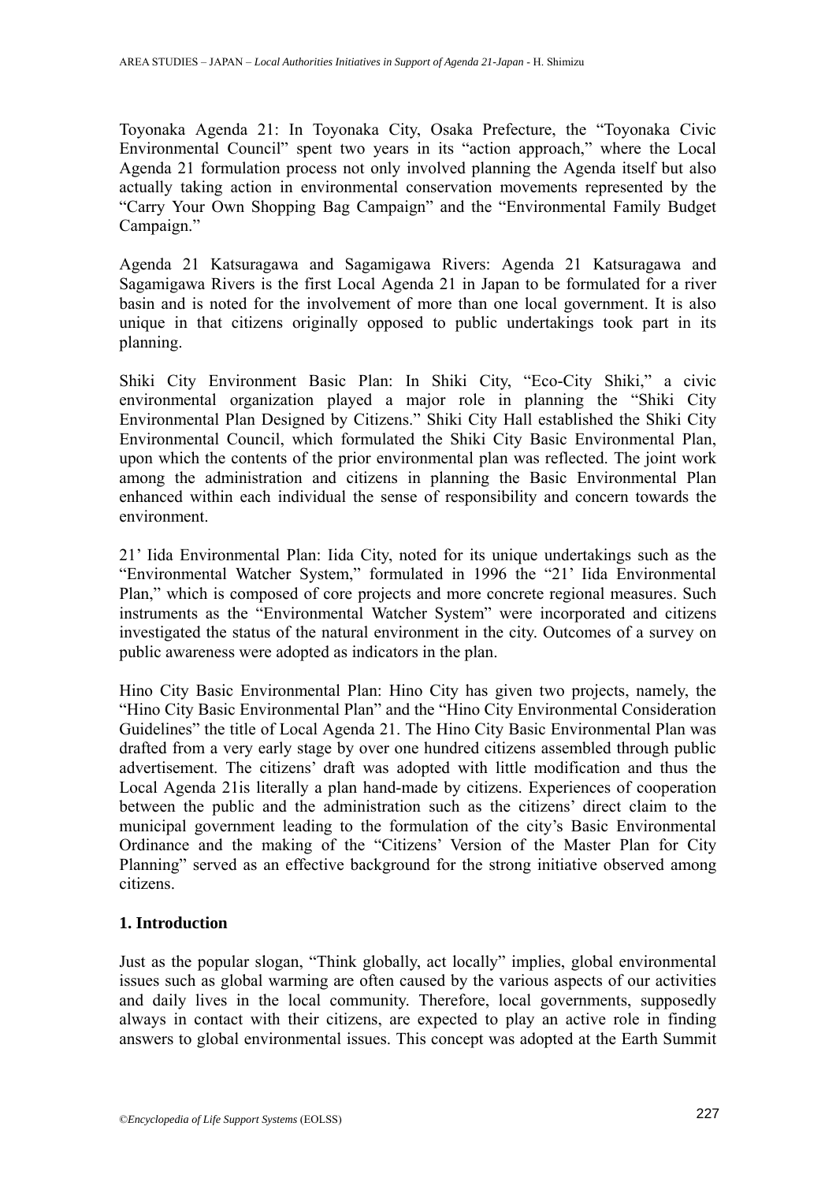Toyonaka Agenda 21: In Toyonaka City, Osaka Prefecture, the “Toyonaka Civic Environmental Council” spent two years in its “action approach,” where the Local Agenda 21 formulation process not only involved planning the Agenda itself but also actually taking action in environmental conservation movements represented by the “Carry Your Own Shopping Bag Campaign” and the “Environmental Family Budget Campaign.”

Agenda 21 Katsuragawa and Sagamigawa Rivers: Agenda 21 Katsuragawa and Sagamigawa Rivers is the first Local Agenda 21 in Japan to be formulated for a river basin and is noted for the involvement of more than one local government. It is also unique in that citizens originally opposed to public undertakings took part in its planning.

Shiki City Environment Basic Plan: In Shiki City, “Eco-City Shiki,” a civic environmental organization played a major role in planning the “Shiki City Environmental Plan Designed by Citizens.” Shiki City Hall established the Shiki City Environmental Council, which formulated the Shiki City Basic Environmental Plan, upon which the contents of the prior environmental plan was reflected. The joint work among the administration and citizens in planning the Basic Environmental Plan enhanced within each individual the sense of responsibility and concern towards the environment.

21’ Iida Environmental Plan: Iida City, noted for its unique undertakings such as the “Environmental Watcher System,” formulated in 1996 the “21’ Iida Environmental Plan,” which is composed of core projects and more concrete regional measures. Such instruments as the “Environmental Watcher System” were incorporated and citizens investigated the status of the natural environment in the city. Outcomes of a survey on public awareness were adopted as indicators in the plan.

Hino City Basic Environmental Plan: Hino City has given two projects, namely, the “Hino City Basic Environmental Plan” and the “Hino City Environmental Consideration Guidelines” the title of Local Agenda 21. The Hino City Basic Environmental Plan was drafted from a very early stage by over one hundred citizens assembled through public advertisement. The citizens’ draft was adopted with little modification and thus the Local Agenda 21is literally a plan hand-made by citizens. Experiences of cooperation between the public and the administration such as the citizens’ direct claim to the municipal government leading to the formulation of the city’s Basic Environmental Ordinance and the making of the “Citizens’ Version of the Master Plan for City Planning” served as an effective background for the strong initiative observed among citizens.

## 1. Introduction

Just as the popular slogan, “Think globally, act locally” implies, global environmental issues such as global warming are often caused by the various aspects of our activities and daily lives in the local community. Therefore, local governments, supposedly always in contact with their citizens, are expected to play an active role in finding answers to global environmental issues. This concept was adopted at the Earth Summit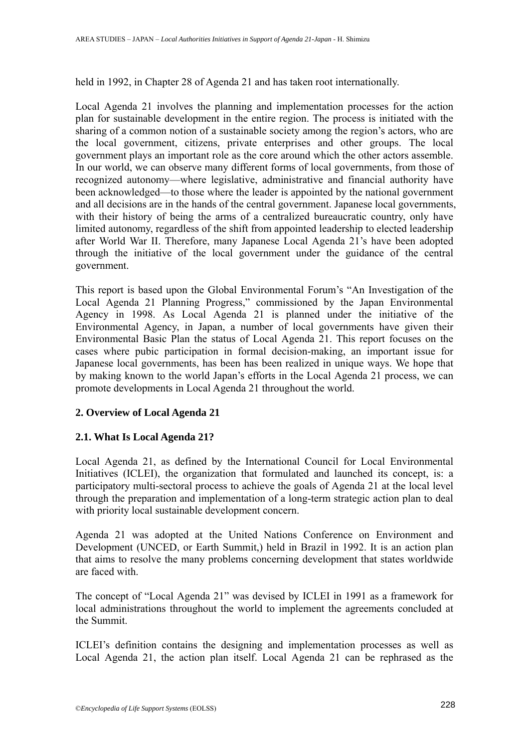held in 1992, in Chapter 28 of Agenda 21 and has taken root internationally.

Local Agenda 21 involves the planning and implementation processes for the action plan for sustainable development in the entire region. The process is initiated with the sharing of a common notion of a sustainable society among the region's actors, who are the local government, citizens, private enterprises and other groups. The local government plays an important role as the core around which the other actors assemble. In our world, we can observe many different forms of local governments, from those of recognized autonomy—where legislative, administrative and financial authority have been acknowledged—to those where the leader is appointed by the national government and all decisions are in the hands of the central government. Japanese local governments, with their history of being the arms of a centralized bureaucratic country, only have limited autonomy, regardless of the shift from appointed leadership to elected leadership after World War II. Therefore, many Japanese Local Agenda 21's have been adopted through the initiative of the local government under the guidance of the central government.

This report is based upon the Global Environmental Forum's "An Investigation of the Local Agenda 21 Planning Progress," commissioned by the Japan Environmental Agency in 1998. As Local Agenda 21 is planned under the initiative of the Environmental Agency, in Japan, a number of local governments have given their Environmental Basic Plan the status of Local Agenda 21. This report focuses on the cases where pubic participation in formal decision-making, an important issue for Japanese local governments, has been has been realized in unique ways. We hope that by making known to the world Japan's efforts in the Local Agenda 21 process, we can promote developments in Local Agenda 21 throughout the world.

## 2. Overview of Local Agenda 21

### 2.1. What Is Local Agenda 21?

Local Agenda 21, as defined by the International Council for Local Environmental Initiatives (ICLEI), the organization that formulated and launched its concept, is: a participatory multi-sectoral process to achieve the goals of Agenda 21 at the local level through the preparation and implementation of a long-term strategic action plan to deal with priority local sustainable development concern.

Agenda 21 was adopted at the United Nations Conference on Environment and Development (UNCED, or Earth Summit,) held in Brazil in 1992. It is an action plan that aims to resolve the many problems concerning development that states worldwide are faced with.

The concept of "Local Agenda 21" was devised by ICLEI in 1991 as a framework for local administrations throughout the world to implement the agreements concluded at the Summit.

ICLEI's definition contains the designing and implementation processes as well as Local Agenda 21, the action plan itself. Local Agenda 21 can be rephrased as the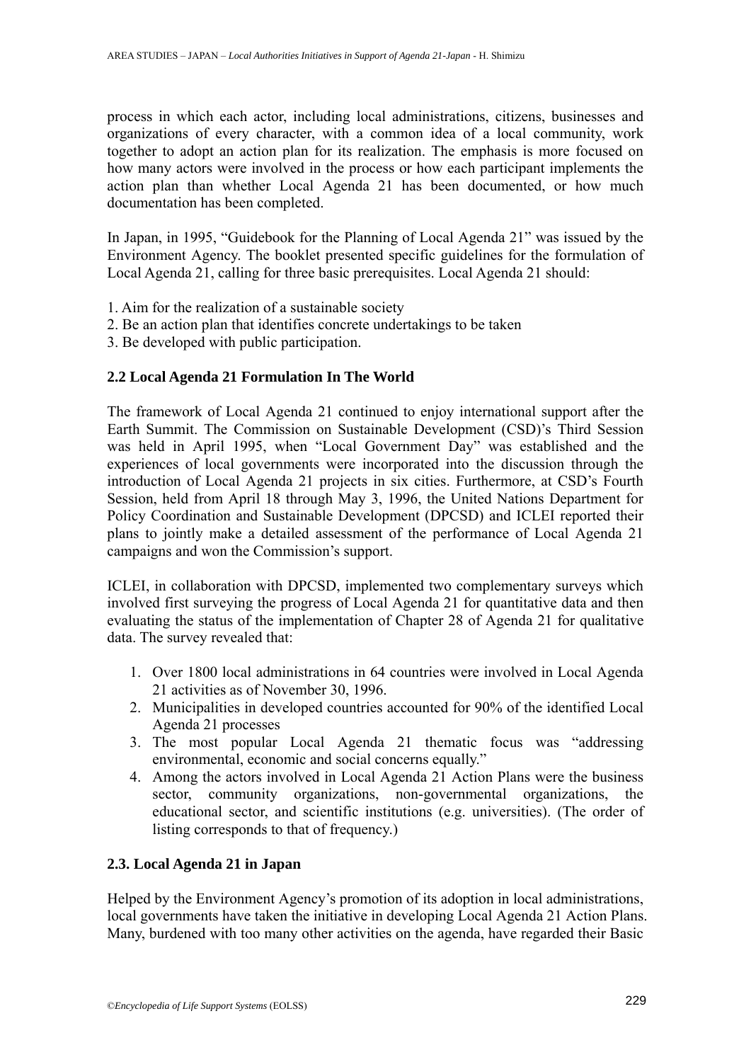process in which each actor, including local administrations, citizens, businesses and organizations of every character, with a common idea of a local community, work together to adopt an action plan for its realization. The emphasis is more focused on how many actors were involved in the process or how each participant implements the action plan than whether Local Agenda 21 has been documented, or how much documentation has been completed.

In Japan, in 1995, "Guidebook for the Planning of Local Agenda 21" was issued by the Environment Agency. The booklet presented specific guidelines for the formulation of Local Agenda 21, calling for three basic prerequisites. Local Agenda 21 should:

1. Aim for the realization of a sustainable society
2. Be an action plan that identifies concrete undertakings to be taken
3. Be developed with public participation.

### 2.2 Local Agenda 21 Formulation In The World

The framework of Local Agenda 21 continued to enjoy international support after the Earth Summit. The Commission on Sustainable Development (CSD)'s Third Session was held in April 1995, when "Local Government Day" was established and the experiences of local governments were incorporated into the discussion through the introduction of Local Agenda 21 projects in six cities. Furthermore, at CSD's Fourth Session, held from April 18 through May 3, 1996, the United Nations Department for Policy Coordination and Sustainable Development (DPCSD) and ICLEI reported their plans to jointly make a detailed assessment of the performance of Local Agenda 21 campaigns and won the Commission's support.

ICLEI, in collaboration with DPCSD, implemented two complementary surveys which involved first surveying the progress of Local Agenda 21 for quantitative data and then evaluating the status of the implementation of Chapter 28 of Agenda 21 for qualitative data. The survey revealed that:

1. Over 1800 local administrations in 64 countries were involved in Local Agenda 21 activities as of November 30, 1996.
2. Municipalities in developed countries accounted for 90% of the identified Local Agenda 21 processes
3. The most popular Local Agenda 21 thematic focus was "addressing environmental, economic and social concerns equally."
4. Among the actors involved in Local Agenda 21 Action Plans were the business sector, community organizations, non-governmental organizations, the educational sector, and scientific institutions (e.g. universities). (The order of listing corresponds to that of frequency.)

### 2.3. Local Agenda 21 in Japan

Helped by the Environment Agency's promotion of its adoption in local administrations, local governments have taken the initiative in developing Local Agenda 21 Action Plans. Many, burdened with too many other activities on the agenda, have regarded their Basic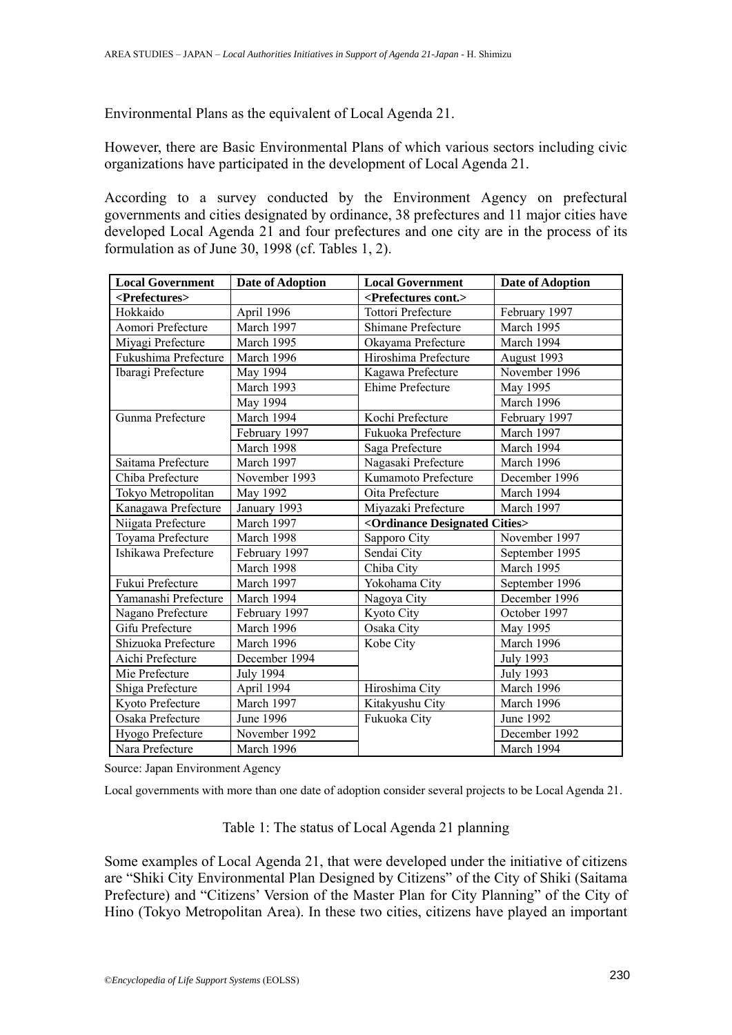Environmental Plans as the equivalent of Local Agenda 21.

However, there are Basic Environmental Plans of which various sectors including civic organizations have participated in the development of Local Agenda 21.

According to a survey conducted by the Environment Agency on prefectural governments and cities designated by ordinance, 38 prefectures and 11 major cities have developed Local Agenda 21 and four prefectures and one city are in the process of its formulation as of June 30, 1998 (cf. Tables 1, 2).

| Local Government | Date of Adoption | Local Government | Date of Adoption |
|---|---|---|---|
| <Prefectures> | | <Prefectures cont.> | |
| Hokkaido | April 1996 | Tottori Prefecture | February 1997 |
| Aomori Prefecture | March 1997 | Shimane Prefecture | March 1995 |
| Miyagi Prefecture | March 1995 | Okayama Prefecture | March 1994 |
| Fukushima Prefecture | March 1996 | Hiroshima Prefecture | August 1993 |
| Ibaragi Prefecture | May 1994 | Kagawa Prefecture | November 1996 |
| | March 1993 | Ehime Prefecture | May 1995 |
| | May 1994 | | March 1996 |
| Gunma Prefecture | March 1994 | Kochi Prefecture | February 1997 |
| | February 1997 | Fukuoka Prefecture | March 1997 |
| | March 1998 | Saga Prefecture | March 1994 |
| Saitama Prefecture | March 1997 | Nagasaki Prefecture | March 1996 |
| Chiba Prefecture | November 1993 | Kumamoto Prefecture | December 1996 |
| Tokyo Metropolitan | May 1992 | Oita Prefecture | March 1994 |
| Kanagawa Prefecture | January 1993 | Miyazaki Prefecture | March 1997 |
| Niigata Prefecture | March 1997 | <Ordinance Designated Cities> | |
| Toyama Prefecture | March 1998 | Sapporo City | November 1997 |
| Ishikawa Prefecture | February 1997 | Sendai City | September 1995 |
| | March 1998 | Chiba City | March 1995 |
| Fukui Prefecture | March 1997 | Yokohama City | September 1996 |
| Yamanashi Prefecture | March 1994 | Nagoya City | December 1996 |
| Nagano Prefecture | February 1997 | Kyoto City | October 1997 |
| Gifu Prefecture | March 1996 | Osaka City | May 1995 |
| Shizuoka Prefecture | March 1996 | Kobe City | March 1996 |
| Aichi Prefecture | December 1994 | | July 1993 |
| Mie Prefecture | July 1994 | | July 1993 |
| Shiga Prefecture | April 1994 | Hiroshima City | March 1996 |
| Kyoto Prefecture | March 1997 | Kitakyushu City | March 1996 |
| Osaka Prefecture | June 1996 | Fukuoka City | June 1992 |
| Hyogo Prefecture | November 1992 | | December 1992 |
| Nara Prefecture | March 1996 | | March 1994 |

Source: Japan Environment Agency

Local governments with more than one date of adoption consider several projects to be Local Agenda 21.

Table 1: The status of Local Agenda 21 planning

Some examples of Local Agenda 21, that were developed under the initiative of citizens are "Shiki City Environmental Plan Designed by Citizens" of the City of Shiki (Saitama Prefecture) and "Citizens' Version of the Master Plan for City Planning" of the City of Hino (Tokyo Metropolitan Area). In these two cities, citizens have played an important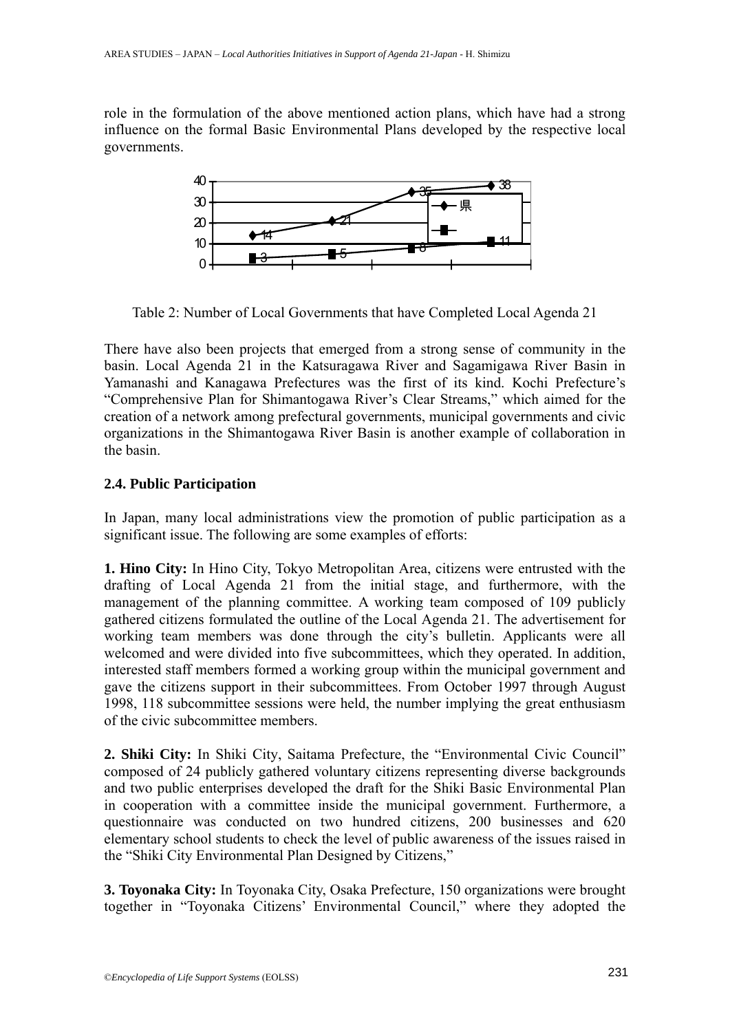role in the formulation of the above mentioned action plans, which have had a strong influence on the formal Basic Environmental Plans developed by the respective local governments.

| Series | | | | |
|---|---|---|---|---|
| 県 | 14 | 21 | 35 | 38 |
| | 3 | 5 | 8 | 11 |

Table 2: Number of Local Governments that have Completed Local Agenda 21

There have also been projects that emerged from a strong sense of community in the basin. Local Agenda 21 in the Katsuragawa River and Sagamigawa River Basin in Yamanashi and Kanagawa Prefectures was the first of its kind. Kochi Prefecture's "Comprehensive Plan for Shimantogawa River's Clear Streams," which aimed for the creation of a network among prefectural governments, municipal governments and civic organizations in the Shimantogawa River Basin is another example of collaboration in the basin.

### 2.4. Public Participation

In Japan, many local administrations view the promotion of public participation as a significant issue. The following are some examples of efforts:

**1. Hino City:** In Hino City, Tokyo Metropolitan Area, citizens were entrusted with the drafting of Local Agenda 21 from the initial stage, and furthermore, with the management of the planning committee. A working team composed of 109 publicly gathered citizens formulated the outline of the Local Agenda 21. The advertisement for working team members was done through the city's bulletin. Applicants were all welcomed and were divided into five subcommittees, which they operated. In addition, interested staff members formed a working group within the municipal government and gave the citizens support in their subcommittees. From October 1997 through August 1998, 118 subcommittee sessions were held, the number implying the great enthusiasm of the civic subcommittee members.

**2. Shiki City:** In Shiki City, Saitama Prefecture, the "Environmental Civic Council" composed of 24 publicly gathered voluntary citizens representing diverse backgrounds and two public enterprises developed the draft for the Shiki Basic Environmental Plan in cooperation with a committee inside the municipal government. Furthermore, a questionnaire was conducted on two hundred citizens, 200 businesses and 620 elementary school students to check the level of public awareness of the issues raised in the "Shiki City Environmental Plan Designed by Citizens,"

**3. Toyonaka City:** In Toyonaka City, Osaka Prefecture, 150 organizations were brought together in "Toyonaka Citizens' Environmental Council," where they adopted the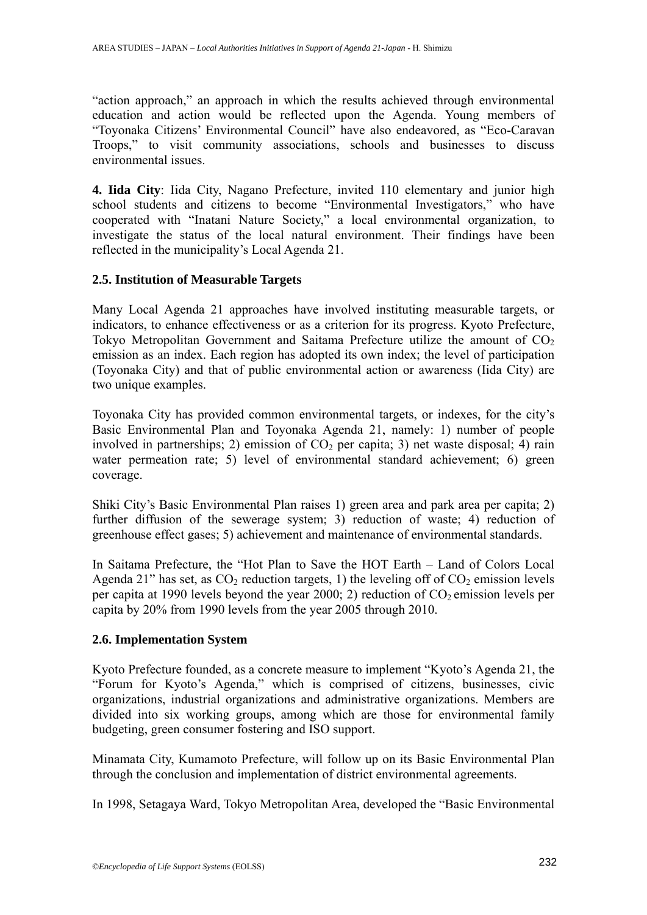"action approach," an approach in which the results achieved through environmental education and action would be reflected upon the Agenda. Young members of "Toyonaka Citizens' Environmental Council" have also endeavored, as "Eco-Caravan Troops," to visit community associations, schools and businesses to discuss environmental issues.

**4. Iida City**: Iida City, Nagano Prefecture, invited 110 elementary and junior high school students and citizens to become "Environmental Investigators," who have cooperated with "Inatani Nature Society," a local environmental organization, to investigate the status of the local natural environment. Their findings have been reflected in the municipality's Local Agenda 21.

### 2.5. Institution of Measurable Targets

Many Local Agenda 21 approaches have involved instituting measurable targets, or indicators, to enhance effectiveness or as a criterion for its progress. Kyoto Prefecture, Tokyo Metropolitan Government and Saitama Prefecture utilize the amount of $CO_2$ emission as an index. Each region has adopted its own index; the level of participation (Toyonaka City) and that of public environmental action or awareness (Iida City) are two unique examples.

Toyonaka City has provided common environmental targets, or indexes, for the city's Basic Environmental Plan and Toyonaka Agenda 21, namely: 1) number of people involved in partnerships; 2) emission of $CO_2$ per capita; 3) net waste disposal; 4) rain water permeation rate; 5) level of environmental standard achievement; 6) green coverage.

Shiki City's Basic Environmental Plan raises 1) green area and park area per capita; 2) further diffusion of the sewerage system; 3) reduction of waste; 4) reduction of greenhouse effect gases; 5) achievement and maintenance of environmental standards.

In Saitama Prefecture, the "Hot Plan to Save the HOT Earth – Land of Colors Local Agenda 21" has set, as $CO_2$ reduction targets, 1) the leveling off of $CO_2$ emission levels per capita at 1990 levels beyond the year 2000; 2) reduction of $CO_2$ emission levels per capita by 20% from 1990 levels from the year 2005 through 2010.

### 2.6. Implementation System

Kyoto Prefecture founded, as a concrete measure to implement "Kyoto's Agenda 21, the "Forum for Kyoto's Agenda," which is comprised of citizens, businesses, civic organizations, industrial organizations and administrative organizations. Members are divided into six working groups, among which are those for environmental family budgeting, green consumer fostering and ISO support.

Minamata City, Kumamoto Prefecture, will follow up on its Basic Environmental Plan through the conclusion and implementation of district environmental agreements.

In 1998, Setagaya Ward, Tokyo Metropolitan Area, developed the "Basic Environmental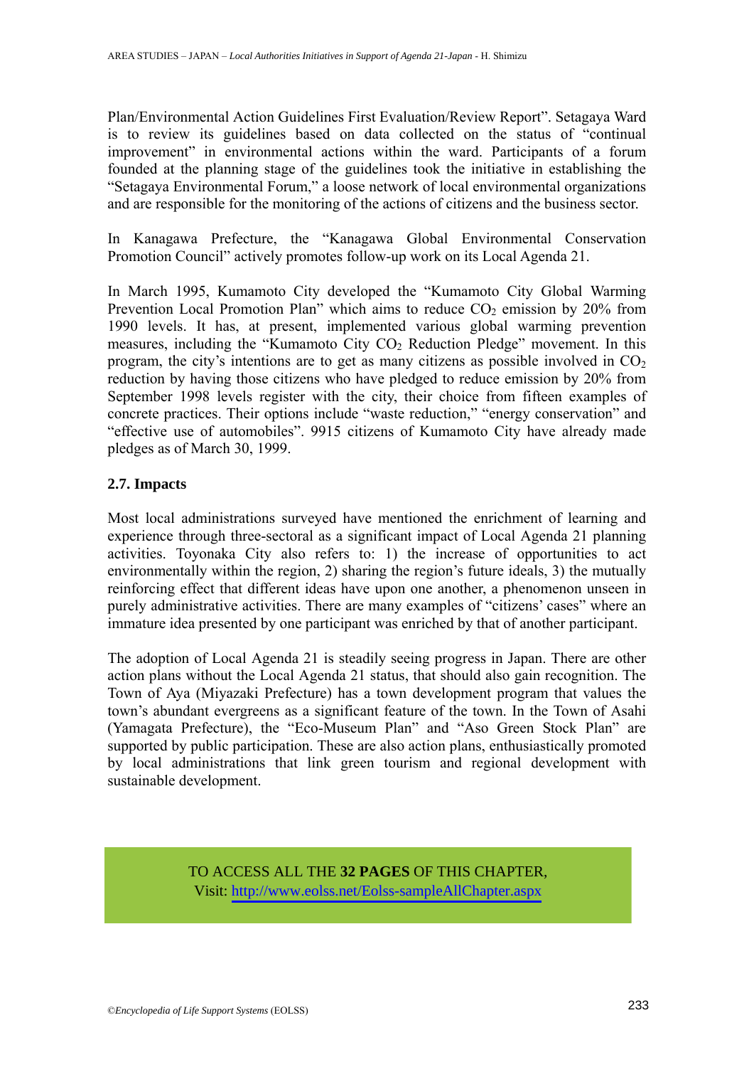Plan/Environmental Action Guidelines First Evaluation/Review Report". Setagaya Ward is to review its guidelines based on data collected on the status of "continual improvement" in environmental actions within the ward. Participants of a forum founded at the planning stage of the guidelines took the initiative in establishing the "Setagaya Environmental Forum," a loose network of local environmental organizations and are responsible for the monitoring of the actions of citizens and the business sector.

In Kanagawa Prefecture, the "Kanagawa Global Environmental Conservation Promotion Council" actively promotes follow-up work on its Local Agenda 21.

In March 1995, Kumamoto City developed the "Kumamoto City Global Warming Prevention Local Promotion Plan" which aims to reduce $CO_2$ emission by 20% from 1990 levels. It has, at present, implemented various global warming prevention measures, including the "Kumamoto City $CO_2$ Reduction Pledge" movement. In this program, the city's intentions are to get as many citizens as possible involved in $CO_2$ reduction by having those citizens who have pledged to reduce emission by 20% from September 1998 levels register with the city, their choice from fifteen examples of concrete practices. Their options include "waste reduction," "energy conservation" and "effective use of automobiles". 9915 citizens of Kumamoto City have already made pledges as of March 30, 1999.

### 2.7. Impacts

Most local administrations surveyed have mentioned the enrichment of learning and experience through three-sectoral as a significant impact of Local Agenda 21 planning activities. Toyonaka City also refers to: 1) the increase of opportunities to act environmentally within the region, 2) sharing the region's future ideals, 3) the mutually reinforcing effect that different ideas have upon one another, a phenomenon unseen in purely administrative activities. There are many examples of "citizens' cases" where an immature idea presented by one participant was enriched by that of another participant.

The adoption of Local Agenda 21 is steadily seeing progress in Japan. There are other action plans without the Local Agenda 21 status, that should also gain recognition. The Town of Aya (Miyazaki Prefecture) has a town development program that values the town's abundant evergreens as a significant feature of the town. In the Town of Asahi (Yamagata Prefecture), the "Eco-Museum Plan" and "Aso Green Stock Plan" are supported by public participation. These are also action plans, enthusiastically promoted by local administrations that link green tourism and regional development with sustainable development.

TO ACCESS ALL THE **32 PAGES** OF THIS CHAPTER,
Visit: [http://www.eolss.net/Eolss-sampleAllChapter.aspx](http://www.eolss.net/Eolss-sampleAllChapter.aspx)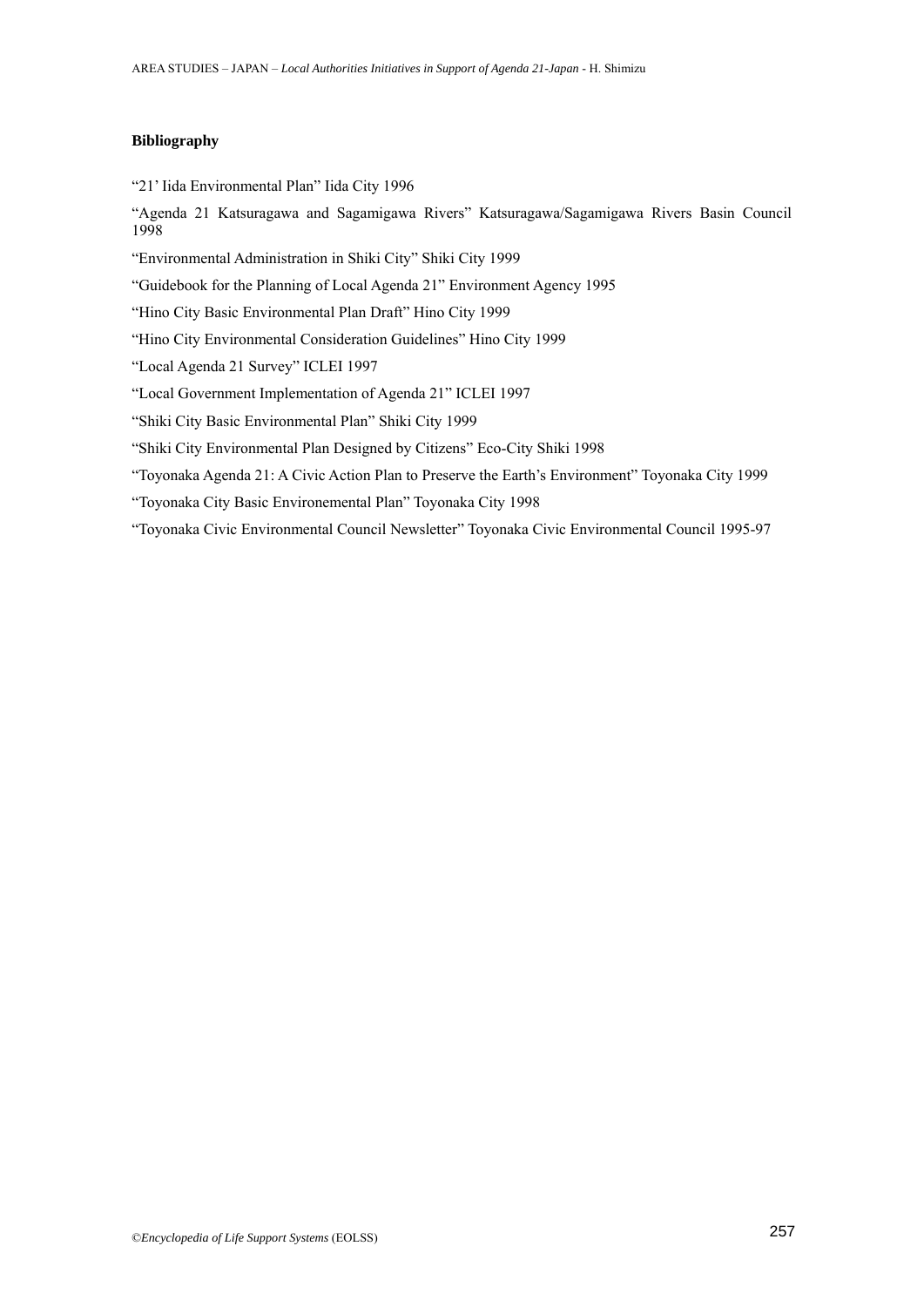**Bibliography**

"21' Iida Environmental Plan" Iida City 1996

"Agenda 21 Katsuragawa and Sagamigawa Rivers" Katsuragawa/Sagamigawa Rivers Basin Council 1998

"Environmental Administration in Shiki City" Shiki City 1999

"Guidebook for the Planning of Local Agenda 21" Environment Agency 1995

"Hino City Basic Environmental Plan Draft" Hino City 1999

"Hino City Environmental Consideration Guidelines" Hino City 1999

"Local Agenda 21 Survey" ICLEI 1997

"Local Government Implementation of Agenda 21" ICLEI 1997

"Shiki City Basic Environmental Plan" Shiki City 1999

"Shiki City Environmental Plan Designed by Citizens" Eco-City Shiki 1998

"Toyonaka Agenda 21: A Civic Action Plan to Preserve the Earth's Environment" Toyonaka City 1999

"Toyonaka City Basic Environemental Plan" Toyonaka City 1998

"Toyonaka Civic Environmental Council Newsletter" Toyonaka Civic Environmental Council 1995-97